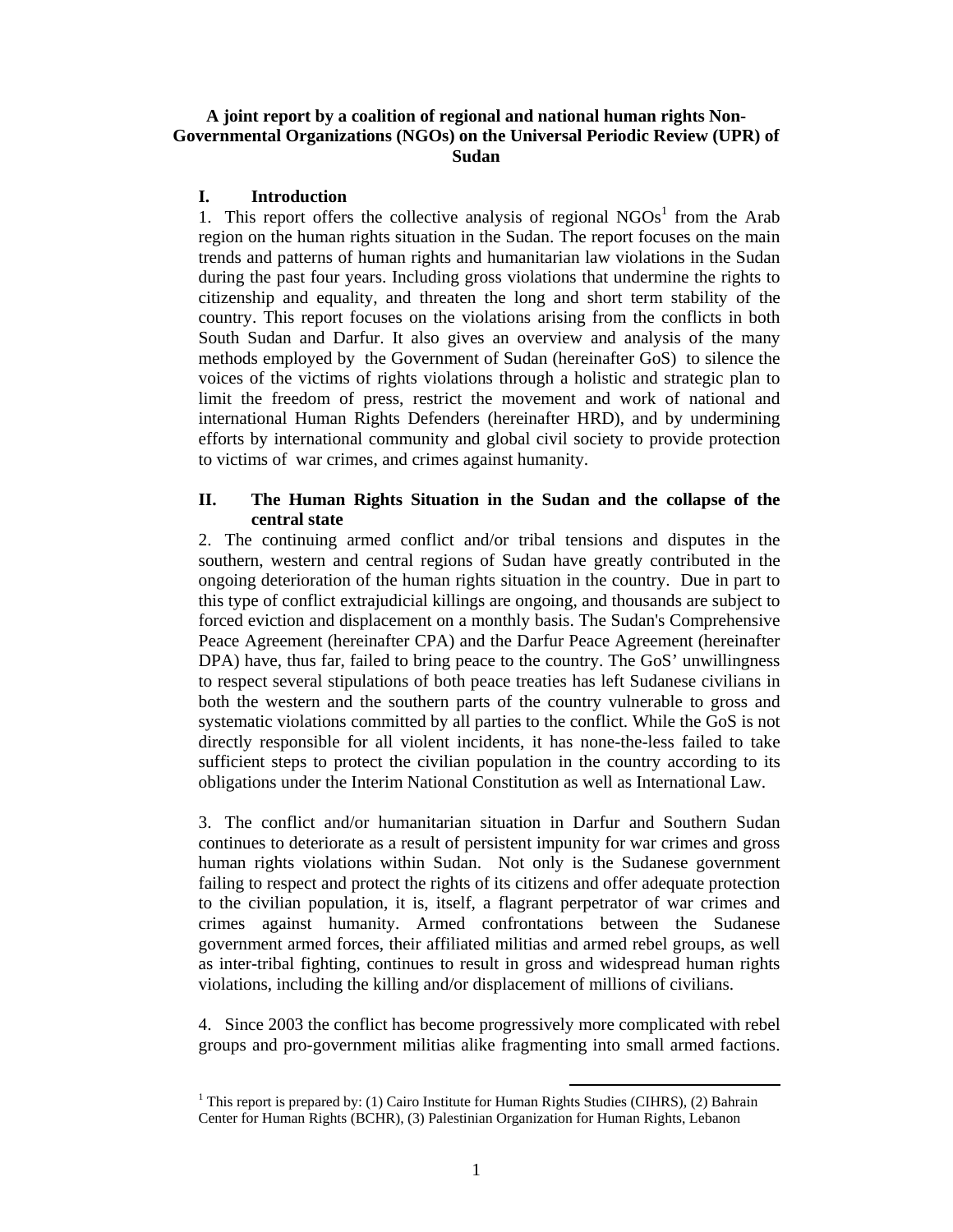**A joint report by a coalition of regional and national human rights Non-Governmental Organizations (NGOs) on the Universal Periodic Review (UPR) of Sudan**

## I. Introduction

1. This report offers the collective analysis of regional NGOs[1] from the Arab region on the human rights situation in the Sudan. The report focuses on the main trends and patterns of human rights and humanitarian law violations in the Sudan during the past four years. Including gross violations that undermine the rights to citizenship and equality, and threaten the long and short term stability of the country. This report focuses on the violations arising from the conflicts in both South Sudan and Darfur. It also gives an overview and analysis of the many methods employed by the Government of Sudan (hereinafter GoS) to silence the voices of the victims of rights violations through a holistic and strategic plan to limit the freedom of press, restrict the movement and work of national and international Human Rights Defenders (hereinafter HRD), and by undermining efforts by international community and global civil society to provide protection to victims of war crimes, and crimes against humanity.

## II. The Human Rights Situation in the Sudan and the collapse of the central state

2. The continuing armed conflict and/or tribal tensions and disputes in the southern, western and central regions of Sudan have greatly contributed in the ongoing deterioration of the human rights situation in the country. Due in part to this type of conflict extrajudicial killings are ongoing, and thousands are subject to forced eviction and displacement on a monthly basis. The Sudan's Comprehensive Peace Agreement (hereinafter CPA) and the Darfur Peace Agreement (hereinafter DPA) have, thus far, failed to bring peace to the country. The GoS' unwillingness to respect several stipulations of both peace treaties has left Sudanese civilians in both the western and the southern parts of the country vulnerable to gross and systematic violations committed by all parties to the conflict. While the GoS is not directly responsible for all violent incidents, it has none-the-less failed to take sufficient steps to protect the civilian population in the country according to its obligations under the Interim National Constitution as well as International Law.

3. The conflict and/or humanitarian situation in Darfur and Southern Sudan continues to deteriorate as a result of persistent impunity for war crimes and gross human rights violations within Sudan. Not only is the Sudanese government failing to respect and protect the rights of its citizens and offer adequate protection to the civilian population, it is, itself, a flagrant perpetrator of war crimes and crimes against humanity. Armed confrontations between the Sudanese government armed forces, their affiliated militias and armed rebel groups, as well as inter-tribal fighting, continues to result in gross and widespread human rights violations, including the killing and/or displacement of millions of civilians.

4. Since 2003 the conflict has become progressively more complicated with rebel groups and pro-government militias alike fragmenting into small armed factions.

---

[1] This report is prepared by: (1) Cairo Institute for Human Rights Studies (CIHRS), (2) Bahrain Center for Human Rights (BCHR), (3) Palestinian Organization for Human Rights, Lebanon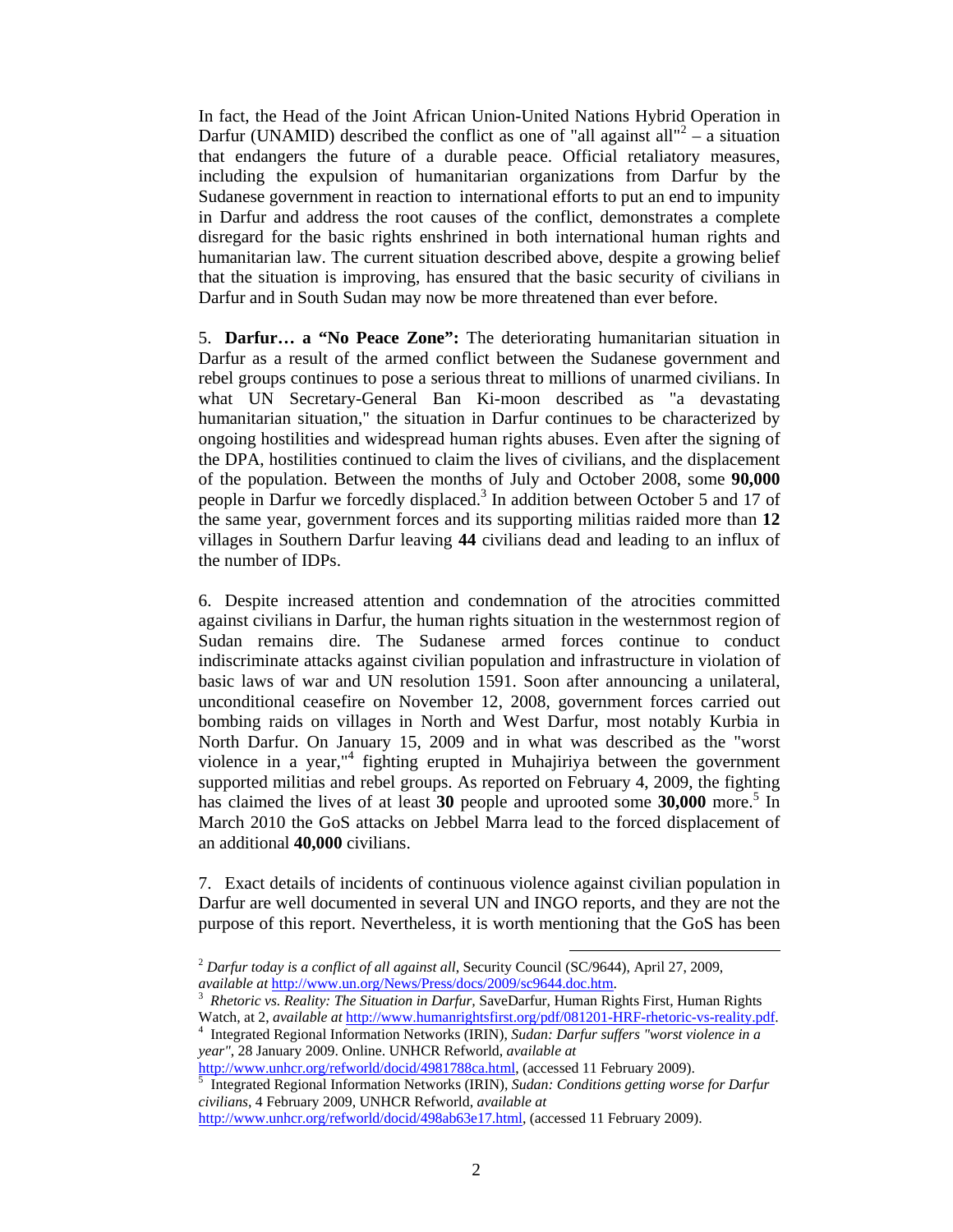In fact, the Head of the Joint African Union-United Nations Hybrid Operation in Darfur (UNAMID) described the conflict as one of "all against all"[2] – a situation that endangers the future of a durable peace. Official retaliatory measures, including the expulsion of humanitarian organizations from Darfur by the Sudanese government in reaction to international efforts to put an end to impunity in Darfur and address the root causes of the conflict, demonstrates a complete disregard for the basic rights enshrined in both international human rights and humanitarian law. The current situation described above, despite a growing belief that the situation is improving, has ensured that the basic security of civilians in Darfur and in South Sudan may now be more threatened than ever before.

5. **Darfur… a "No Peace Zone":** The deteriorating humanitarian situation in Darfur as a result of the armed conflict between the Sudanese government and rebel groups continues to pose a serious threat to millions of unarmed civilians. In what UN Secretary-General Ban Ki-moon described as "a devastating humanitarian situation," the situation in Darfur continues to be characterized by ongoing hostilities and widespread human rights abuses. Even after the signing of the DPA, hostilities continued to claim the lives of civilians, and the displacement of the population. Between the months of July and October 2008, some **90,000** people in Darfur we forcedly displaced.[3] In addition between October 5 and 17 of the same year, government forces and its supporting militias raided more than **12** villages in Southern Darfur leaving **44** civilians dead and leading to an influx of the number of IDPs.

6. Despite increased attention and condemnation of the atrocities committed against civilians in Darfur, the human rights situation in the westernmost region of Sudan remains dire. The Sudanese armed forces continue to conduct indiscriminate attacks against civilian population and infrastructure in violation of basic laws of war and UN resolution 1591. Soon after announcing a unilateral, unconditional ceasefire on November 12, 2008, government forces carried out bombing raids on villages in North and West Darfur, most notably Kurbia in North Darfur. On January 15, 2009 and in what was described as the "worst violence in a year,"[4] fighting erupted in Muhajiriya between the government supported militias and rebel groups. As reported on February 4, 2009, the fighting has claimed the lives of at least **30** people and uprooted some **30,000** more.[5] In March 2010 the GoS attacks on Jebbel Marra lead to the forced displacement of an additional **40,000** civilians.

7. Exact details of incidents of continuous violence against civilian population in Darfur are well documented in several UN and INGO reports, and they are not the purpose of this report. Nevertheless, it is worth mentioning that the GoS has been

---

[2] *Darfur today is a conflict of all against all*, Security Council (SC/9644), April 27, 2009, *available at* http://www.un.org/News/Press/docs/2009/sc9644.doc.htm.

[3] *Rhetoric vs. Reality: The Situation in Darfur,* SaveDarfur, Human Rights First, Human Rights Watch, at 2, *available at* http://www.humanrightsfirst.org/pdf/081201-HRF-rhetoric-vs-reality.pdf.

[4] Integrated Regional Information Networks (IRIN), *Sudan: Darfur suffers "worst violence in a year"*, 28 January 2009. Online. UNHCR Refworld, *available at* http://www.unhcr.org/refworld/docid/4981788ca.html, (accessed 11 February 2009).

[5] Integrated Regional Information Networks (IRIN), *Sudan: Conditions getting worse for Darfur civilians*, 4 February 2009, UNHCR Refworld, *available at* http://www.unhcr.org/refworld/docid/498ab63e17.html, (accessed 11 February 2009).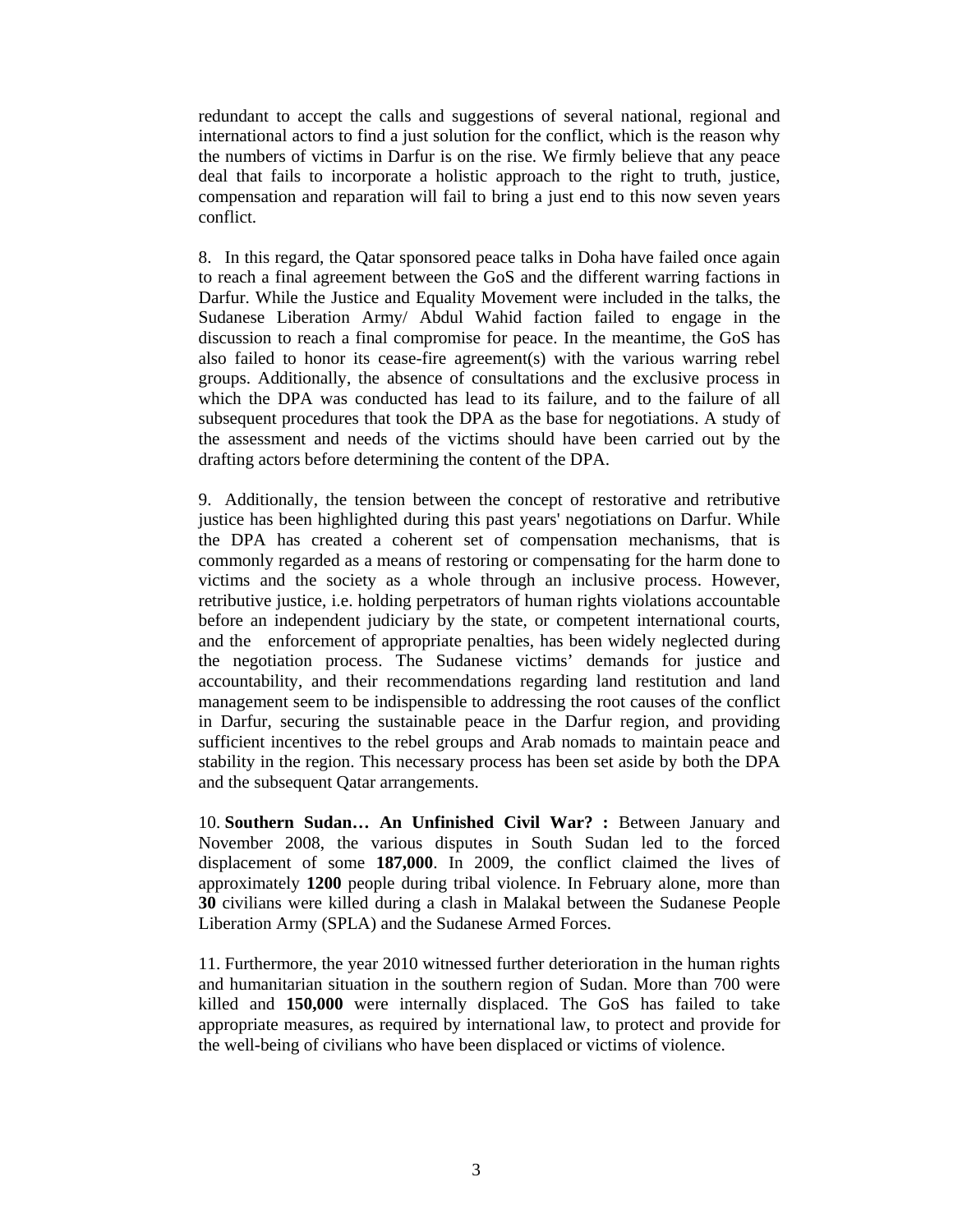redundant to accept the calls and suggestions of several national, regional and international actors to find a just solution for the conflict, which is the reason why the numbers of victims in Darfur is on the rise. We firmly believe that any peace deal that fails to incorporate a holistic approach to the right to truth, justice, compensation and reparation will fail to bring a just end to this now seven years conflict.

8. In this regard, the Qatar sponsored peace talks in Doha have failed once again to reach a final agreement between the GoS and the different warring factions in Darfur. While the Justice and Equality Movement were included in the talks, the Sudanese Liberation Army/ Abdul Wahid faction failed to engage in the discussion to reach a final compromise for peace. In the meantime, the GoS has also failed to honor its cease-fire agreement(s) with the various warring rebel groups. Additionally, the absence of consultations and the exclusive process in which the DPA was conducted has lead to its failure, and to the failure of all subsequent procedures that took the DPA as the base for negotiations. A study of the assessment and needs of the victims should have been carried out by the drafting actors before determining the content of the DPA.

9. Additionally, the tension between the concept of restorative and retributive justice has been highlighted during this past years' negotiations on Darfur. While the DPA has created a coherent set of compensation mechanisms, that is commonly regarded as a means of restoring or compensating for the harm done to victims and the society as a whole through an inclusive process. However, retributive justice, i.e. holding perpetrators of human rights violations accountable before an independent judiciary by the state, or competent international courts, and the enforcement of appropriate penalties, has been widely neglected during the negotiation process. The Sudanese victims' demands for justice and accountability, and their recommendations regarding land restitution and land management seem to be indispensible to addressing the root causes of the conflict in Darfur, securing the sustainable peace in the Darfur region, and providing sufficient incentives to the rebel groups and Arab nomads to maintain peace and stability in the region. This necessary process has been set aside by both the DPA and the subsequent Qatar arrangements.

10. **Southern Sudan… An Unfinished Civil War? :** Between January and November 2008, the various disputes in South Sudan led to the forced displacement of some **187,000**. In 2009, the conflict claimed the lives of approximately **1200** people during tribal violence. In February alone, more than **30** civilians were killed during a clash in Malakal between the Sudanese People Liberation Army (SPLA) and the Sudanese Armed Forces.

11. Furthermore, the year 2010 witnessed further deterioration in the human rights and humanitarian situation in the southern region of Sudan. More than 700 were killed and **150,000** were internally displaced. The GoS has failed to take appropriate measures, as required by international law, to protect and provide for the well-being of civilians who have been displaced or victims of violence.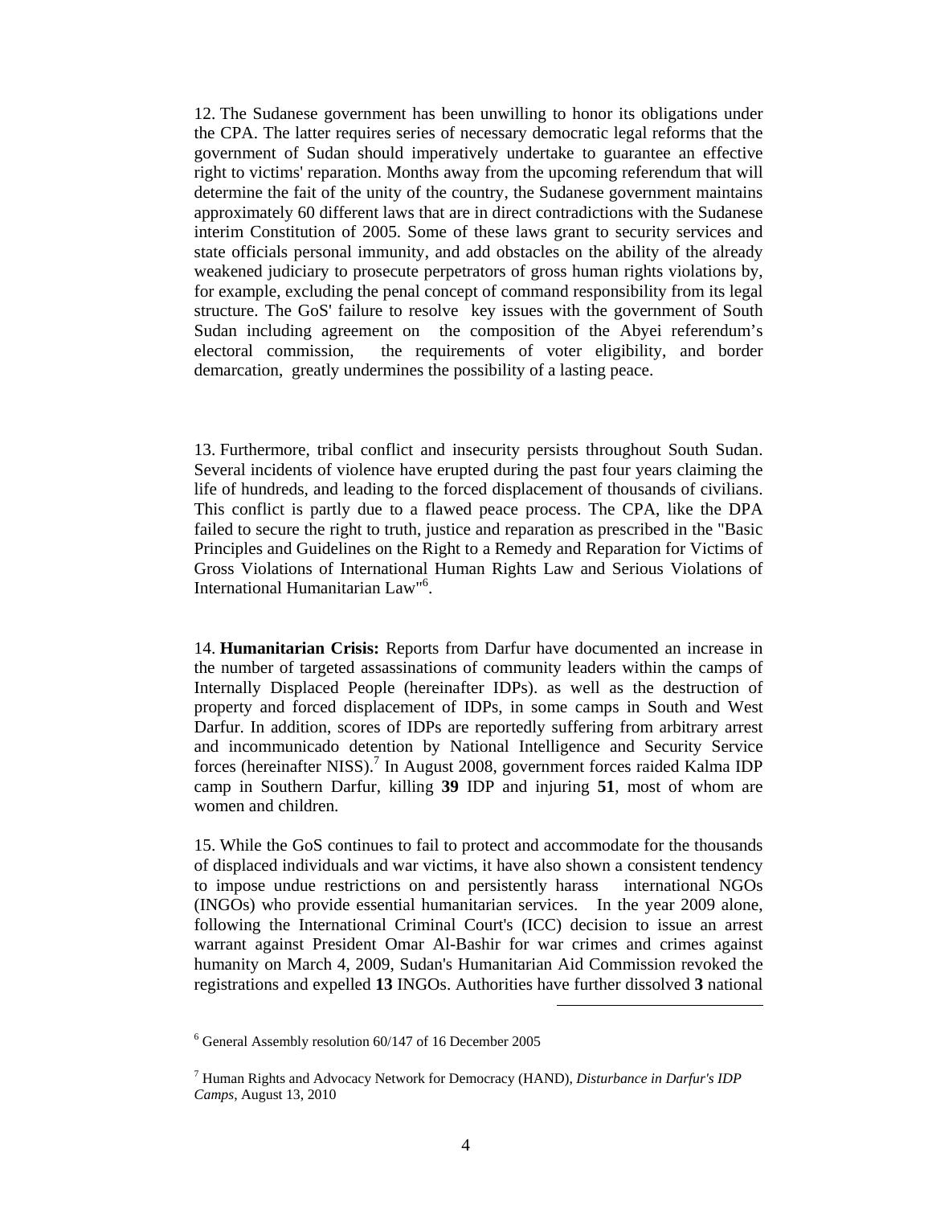12. The Sudanese government has been unwilling to honor its obligations under the CPA. The latter requires series of necessary democratic legal reforms that the government of Sudan should imperatively undertake to guarantee an effective right to victims' reparation. Months away from the upcoming referendum that will determine the fait of the unity of the country, the Sudanese government maintains approximately 60 different laws that are in direct contradictions with the Sudanese interim Constitution of 2005. Some of these laws grant to security services and state officials personal immunity, and add obstacles on the ability of the already weakened judiciary to prosecute perpetrators of gross human rights violations by, for example, excluding the penal concept of command responsibility from its legal structure. The GoS' failure to resolve key issues with the government of South Sudan including agreement on the composition of the Abyei referendum's electoral commission, the requirements of voter eligibility, and border demarcation, greatly undermines the possibility of a lasting peace.

13. Furthermore, tribal conflict and insecurity persists throughout South Sudan. Several incidents of violence have erupted during the past four years claiming the life of hundreds, and leading to the forced displacement of thousands of civilians. This conflict is partly due to a flawed peace process. The CPA, like the DPA failed to secure the right to truth, justice and reparation as prescribed in the "Basic Principles and Guidelines on the Right to a Remedy and Reparation for Victims of Gross Violations of International Human Rights Law and Serious Violations of International Humanitarian Law"[6].

14. **Humanitarian Crisis:** Reports from Darfur have documented an increase in the number of targeted assassinations of community leaders within the camps of Internally Displaced People (hereinafter IDPs). as well as the destruction of property and forced displacement of IDPs, in some camps in South and West Darfur. In addition, scores of IDPs are reportedly suffering from arbitrary arrest and incommunicado detention by National Intelligence and Security Service forces (hereinafter NISS).[7] In August 2008, government forces raided Kalma IDP camp in Southern Darfur, killing **39** IDP and injuring **51**, most of whom are women and children.

15. While the GoS continues to fail to protect and accommodate for the thousands of displaced individuals and war victims, it have also shown a consistent tendency to impose undue restrictions on and persistently harass international NGOs (INGOs) who provide essential humanitarian services. In the year 2009 alone, following the International Criminal Court's (ICC) decision to issue an arrest warrant against President Omar Al-Bashir for war crimes and crimes against humanity on March 4, 2009, Sudan's Humanitarian Aid Commission revoked the registrations and expelled **13** INGOs. Authorities have further dissolved **3** national

---

[6] General Assembly resolution 60/147 of 16 December 2005

[7] Human Rights and Advocacy Network for Democracy (HAND), *Disturbance in Darfur's IDP Camps*, August 13, 2010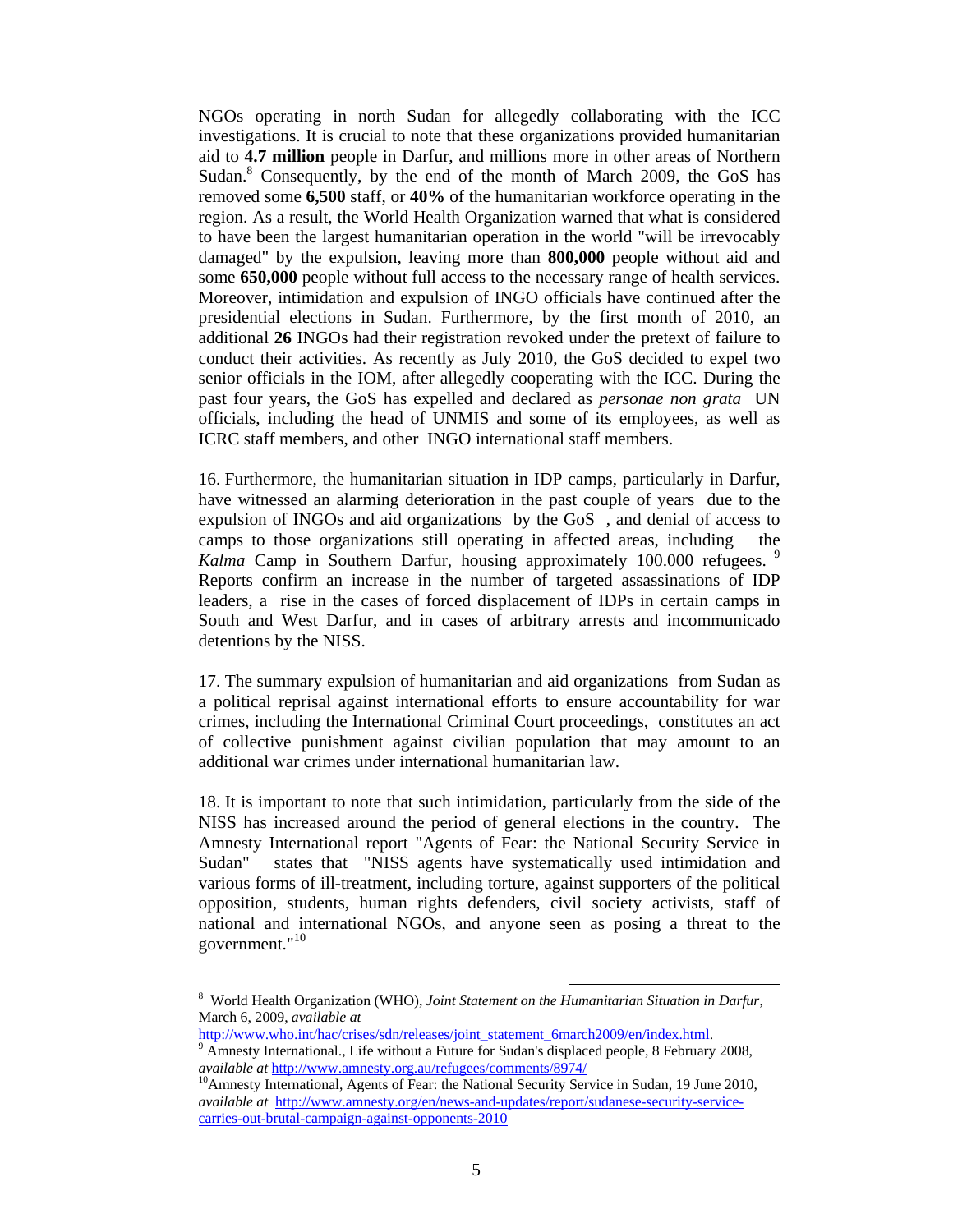NGOs operating in north Sudan for allegedly collaborating with the ICC investigations. It is crucial to note that these organizations provided humanitarian aid to **4.7 million** people in Darfur, and millions more in other areas of Northern Sudan.[8] Consequently, by the end of the month of March 2009, the GoS has removed some **6,500** staff, or **40%** of the humanitarian workforce operating in the region. As a result, the World Health Organization warned that what is considered to have been the largest humanitarian operation in the world "will be irrevocably damaged" by the expulsion, leaving more than **800,000** people without aid and some **650,000** people without full access to the necessary range of health services. Moreover, intimidation and expulsion of INGO officials have continued after the presidential elections in Sudan. Furthermore, by the first month of 2010, an additional **26** INGOs had their registration revoked under the pretext of failure to conduct their activities. As recently as July 2010, the GoS decided to expel two senior officials in the IOM, after allegedly cooperating with the ICC. During the past four years, the GoS has expelled and declared as *personae non grata* UN officials, including the head of UNMIS and some of its employees, as well as ICRC staff members, and other INGO international staff members.

16. Furthermore, the humanitarian situation in IDP camps, particularly in Darfur, have witnessed an alarming deterioration in the past couple of years due to the expulsion of INGOs and aid organizations by the GoS , and denial of access to camps to those organizations still operating in affected areas, including the *Kalma* Camp in Southern Darfur, housing approximately 100.000 refugees.[9] Reports confirm an increase in the number of targeted assassinations of IDP leaders, a rise in the cases of forced displacement of IDPs in certain camps in South and West Darfur, and in cases of arbitrary arrests and incommunicado detentions by the NISS.

17. The summary expulsion of humanitarian and aid organizations from Sudan as a political reprisal against international efforts to ensure accountability for war crimes, including the International Criminal Court proceedings, constitutes an act of collective punishment against civilian population that may amount to an additional war crimes under international humanitarian law.

18. It is important to note that such intimidation, particularly from the side of the NISS has increased around the period of general elections in the country. The Amnesty International report "Agents of Fear: the National Security Service in Sudan" states that "NISS agents have systematically used intimidation and various forms of ill-treatment, including torture, against supporters of the political opposition, students, human rights defenders, civil society activists, staff of national and international NGOs, and anyone seen as posing a threat to the government."[10]

---

[8] World Health Organization (WHO), *Joint Statement on the Humanitarian Situation in Darfur*, March 6, 2009, *available at* http://www.who.int/hac/crises/sdn/releases/joint_statement_6march2009/en/index.html.

[9] Amnesty International., Life without a Future for Sudan's displaced people, 8 February 2008, *available at* http://www.amnesty.org.au/refugees/comments/8974/

[10] Amnesty International, Agents of Fear: the National Security Service in Sudan, 19 June 2010, *available at* http://www.amnesty.org/en/news-and-updates/report/sudanese-security-service-carries-out-brutal-campaign-against-opponents-2010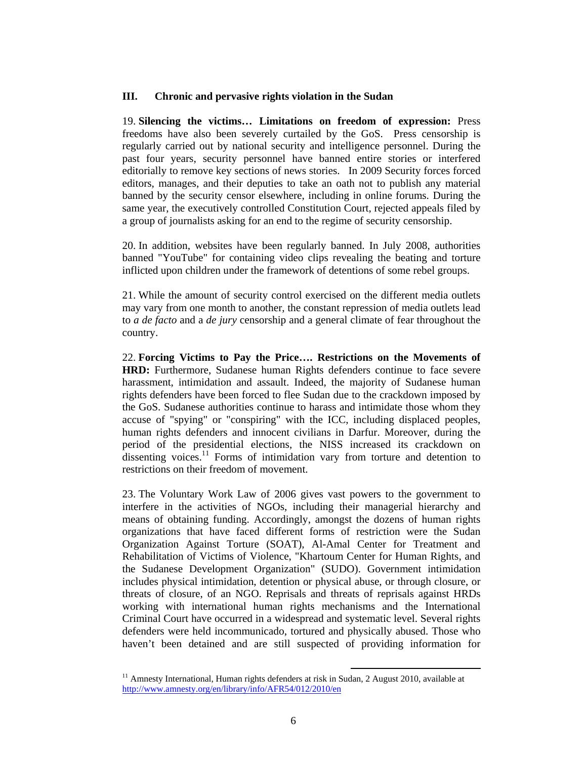## III. Chronic and pervasive rights violation in the Sudan

19. **Silencing the victims… Limitations on freedom of expression:** Press freedoms have also been severely curtailed by the GoS. Press censorship is regularly carried out by national security and intelligence personnel. During the past four years, security personnel have banned entire stories or interfered editorially to remove key sections of news stories. In 2009 Security forces forced editors, manages, and their deputies to take an oath not to publish any material banned by the security censor elsewhere, including in online forums. During the same year, the executively controlled Constitution Court, rejected appeals filed by a group of journalists asking for an end to the regime of security censorship.

20. In addition, websites have been regularly banned. In July 2008, authorities banned "YouTube" for containing video clips revealing the beating and torture inflicted upon children under the framework of detentions of some rebel groups.

21. While the amount of security control exercised on the different media outlets may vary from one month to another, the constant repression of media outlets lead to *a de facto* and a *de jury* censorship and a general climate of fear throughout the country.

22. **Forcing Victims to Pay the Price…. Restrictions on the Movements of HRD:** Furthermore, Sudanese human Rights defenders continue to face severe harassment, intimidation and assault. Indeed, the majority of Sudanese human rights defenders have been forced to flee Sudan due to the crackdown imposed by the GoS. Sudanese authorities continue to harass and intimidate those whom they accuse of "spying" or "conspiring" with the ICC, including displaced peoples, human rights defenders and innocent civilians in Darfur. Moreover, during the period of the presidential elections, the NISS increased its crackdown on dissenting voices.[11] Forms of intimidation vary from torture and detention to restrictions on their freedom of movement.

23. The Voluntary Work Law of 2006 gives vast powers to the government to interfere in the activities of NGOs, including their managerial hierarchy and means of obtaining funding. Accordingly, amongst the dozens of human rights organizations that have faced different forms of restriction were the Sudan Organization Against Torture (SOAT), Al-Amal Center for Treatment and Rehabilitation of Victims of Violence, "Khartoum Center for Human Rights, and the Sudanese Development Organization" (SUDO). Government intimidation includes physical intimidation, detention or physical abuse, or through closure, or threats of closure, of an NGO. Reprisals and threats of reprisals against HRDs working with international human rights mechanisms and the International Criminal Court have occurred in a widespread and systematic level. Several rights defenders were held incommunicado, tortured and physically abused. Those who haven't been detained and are still suspected of providing information for

---

[11] Amnesty International, Human rights defenders at risk in Sudan, 2 August 2010, available at http://www.amnesty.org/en/library/info/AFR54/012/2010/en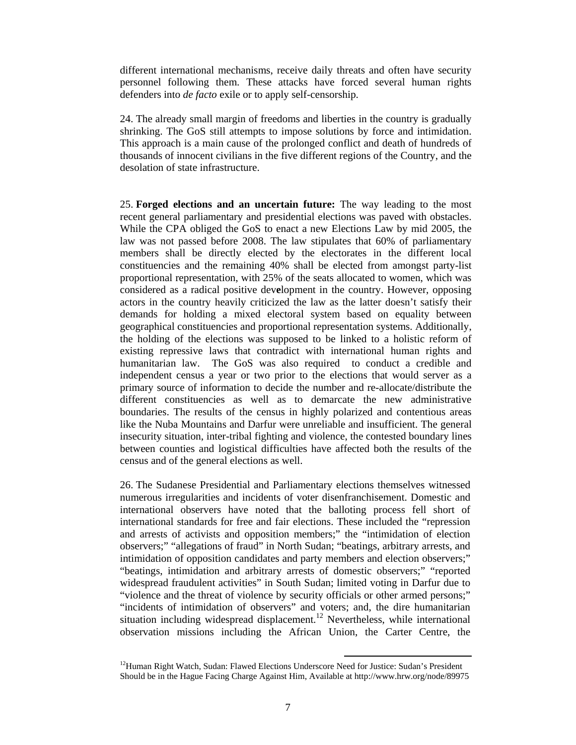different international mechanisms, receive daily threats and often have security personnel following them. These attacks have forced several human rights defenders into *de facto* exile or to apply self-censorship.

24. The already small margin of freedoms and liberties in the country is gradually shrinking. The GoS still attempts to impose solutions by force and intimidation. This approach is a main cause of the prolonged conflict and death of hundreds of thousands of innocent civilians in the five different regions of the Country, and the desolation of state infrastructure.

25. **Forged elections and an uncertain future:** The way leading to the most recent general parliamentary and presidential elections was paved with obstacles. While the CPA obliged the GoS to enact a new Elections Law by mid 2005, the law was not passed before 2008. The law stipulates that 60% of parliamentary members shall be directly elected by the electorates in the different local constituencies and the remaining 40% shall be elected from amongst party-list proportional representation, with 25% of the seats allocated to women, which was considered as a radical positive development in the country. However, opposing actors in the country heavily criticized the law as the latter doesn't satisfy their demands for holding a mixed electoral system based on equality between geographical constituencies and proportional representation systems. Additionally, the holding of the elections was supposed to be linked to a holistic reform of existing repressive laws that contradict with international human rights and humanitarian law. The GoS was also required to conduct a credible and independent census a year or two prior to the elections that would server as a primary source of information to decide the number and re-allocate/distribute the different constituencies as well as to demarcate the new administrative boundaries. The results of the census in highly polarized and contentious areas like the Nuba Mountains and Darfur were unreliable and insufficient. The general insecurity situation, inter-tribal fighting and violence, the contested boundary lines between counties and logistical difficulties have affected both the results of the census and of the general elections as well.

26. The Sudanese Presidential and Parliamentary elections themselves witnessed numerous irregularities and incidents of voter disenfranchisement. Domestic and international observers have noted that the balloting process fell short of international standards for free and fair elections. These included the "repression and arrests of activists and opposition members;" the "intimidation of election observers;" "allegations of fraud" in North Sudan; "beatings, arbitrary arrests, and intimidation of opposition candidates and party members and election observers;" "beatings, intimidation and arbitrary arrests of domestic observers;" "reported widespread fraudulent activities" in South Sudan; limited voting in Darfur due to "violence and the threat of violence by security officials or other armed persons;" "incidents of intimidation of observers" and voters; and, the dire humanitarian situation including widespread displacement.[12] Nevertheless, while international observation missions including the African Union, the Carter Centre, the

[12] Human Right Watch, Sudan: Flawed Elections Underscore Need for Justice: Sudan's President Should be in the Hague Facing Charge Against Him, Available at http://www.hrw.org/node/89975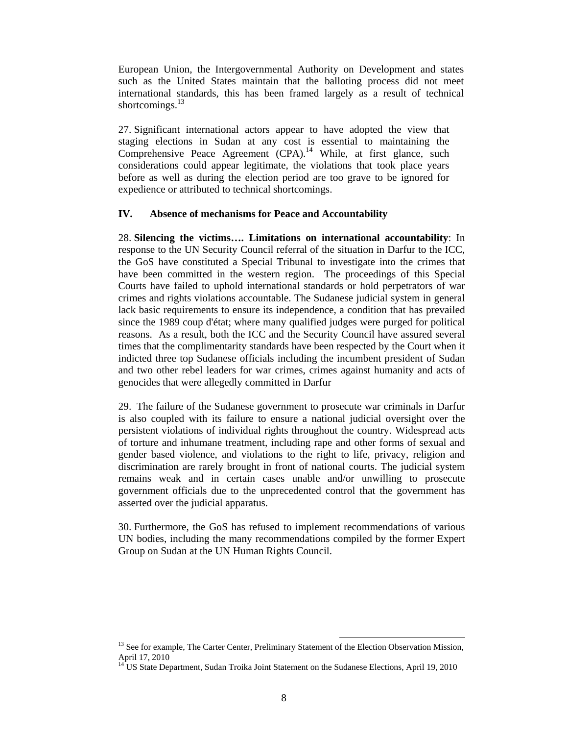European Union, the Intergovernmental Authority on Development and states such as the United States maintain that the balloting process did not meet international standards, this has been framed largely as a result of technical shortcomings.[13]

27. Significant international actors appear to have adopted the view that staging elections in Sudan at any cost is essential to maintaining the Comprehensive Peace Agreement (CPA).[14] While, at first glance, such considerations could appear legitimate, the violations that took place years before as well as during the election period are too grave to be ignored for expedience or attributed to technical shortcomings.

## IV. Absence of mechanisms for Peace and Accountability

28. **Silencing the victims…. Limitations on international accountability**: In response to the UN Security Council referral of the situation in Darfur to the ICC, the GoS have constituted a Special Tribunal to investigate into the crimes that have been committed in the western region. The proceedings of this Special Courts have failed to uphold international standards or hold perpetrators of war crimes and rights violations accountable. The Sudanese judicial system in general lack basic requirements to ensure its independence, a condition that has prevailed since the 1989 coup d'état; where many qualified judges were purged for political reasons. As a result, both the ICC and the Security Council have assured several times that the complimentarity standards have been respected by the Court when it indicted three top Sudanese officials including the incumbent president of Sudan and two other rebel leaders for war crimes, crimes against humanity and acts of genocides that were allegedly committed in Darfur

29. The failure of the Sudanese government to prosecute war criminals in Darfur is also coupled with its failure to ensure a national judicial oversight over the persistent violations of individual rights throughout the country. Widespread acts of torture and inhumane treatment, including rape and other forms of sexual and gender based violence, and violations to the right to life, privacy, religion and discrimination are rarely brought in front of national courts. The judicial system remains weak and in certain cases unable and/or unwilling to prosecute government officials due to the unprecedented control that the government has asserted over the judicial apparatus.

30. Furthermore, the GoS has refused to implement recommendations of various UN bodies, including the many recommendations compiled by the former Expert Group on Sudan at the UN Human Rights Council.

---

[13] See for example, The Carter Center, Preliminary Statement of the Election Observation Mission, April 17, 2010

[14] US State Department, Sudan Troika Joint Statement on the Sudanese Elections, April 19, 2010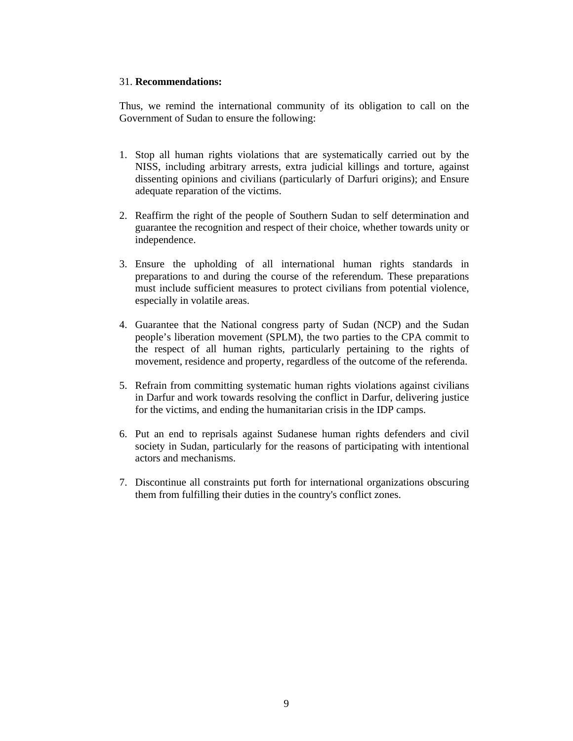31. **Recommendations:**

Thus, we remind the international community of its obligation to call on the Government of Sudan to ensure the following:

1. Stop all human rights violations that are systematically carried out by the NISS, including arbitrary arrests, extra judicial killings and torture, against dissenting opinions and civilians (particularly of Darfuri origins); and Ensure adequate reparation of the victims.

2. Reaffirm the right of the people of Southern Sudan to self determination and guarantee the recognition and respect of their choice, whether towards unity or independence.

3. Ensure the upholding of all international human rights standards in preparations to and during the course of the referendum. These preparations must include sufficient measures to protect civilians from potential violence, especially in volatile areas.

4. Guarantee that the National congress party of Sudan (NCP) and the Sudan people's liberation movement (SPLM), the two parties to the CPA commit to the respect of all human rights, particularly pertaining to the rights of movement, residence and property, regardless of the outcome of the referenda.

5. Refrain from committing systematic human rights violations against civilians in Darfur and work towards resolving the conflict in Darfur, delivering justice for the victims, and ending the humanitarian crisis in the IDP camps.

6. Put an end to reprisals against Sudanese human rights defenders and civil society in Sudan, particularly for the reasons of participating with intentional actors and mechanisms.

7. Discontinue all constraints put forth for international organizations obscuring them from fulfilling their duties in the country's conflict zones.